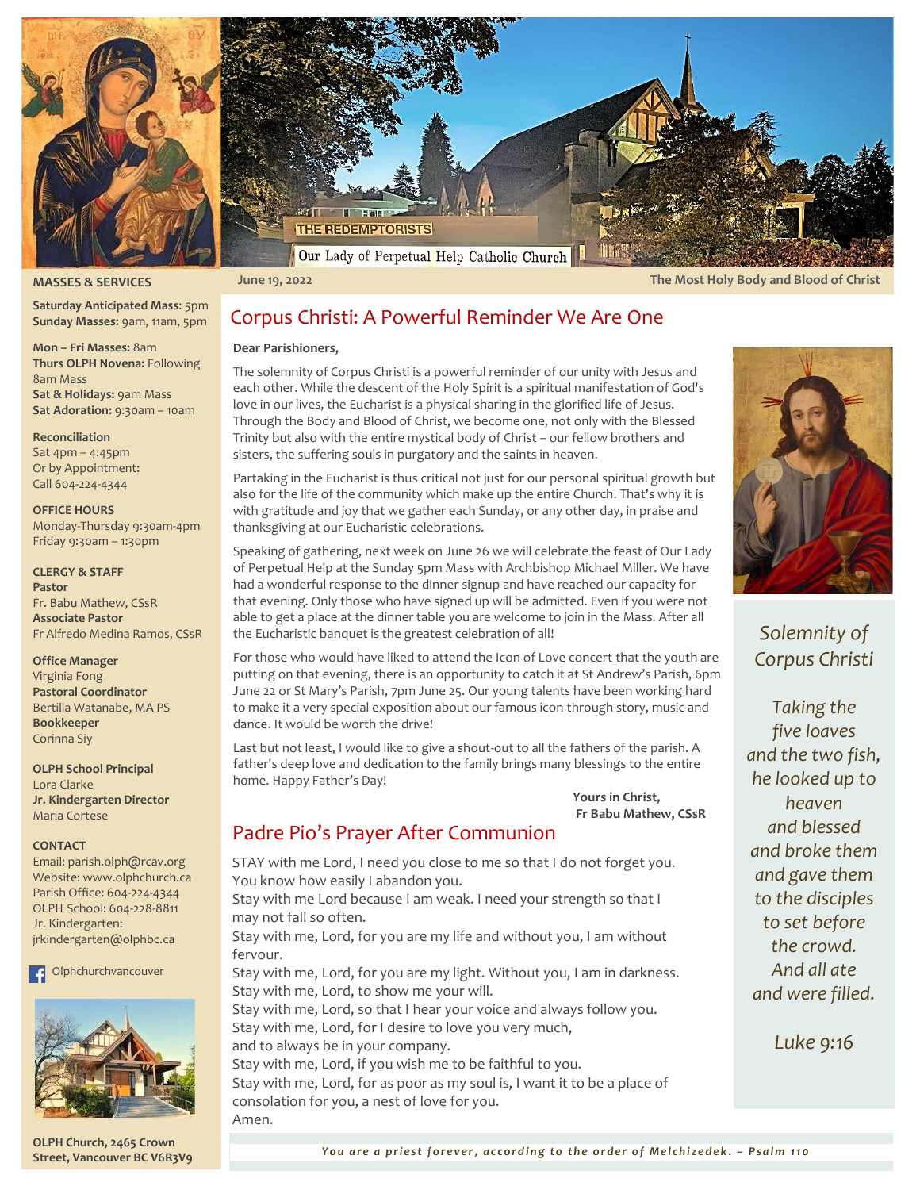THE REDEMPTORISTS

Our Lady of Perpetual Help Catholic Church

June 19, 2022 — The Most Holy Body and Blood of Christ

## MASSES & SERVICES

**Saturday Anticipated Mass:** 5pm
**Sunday Masses:** 9am, 11am, 5pm

**Mon – Fri Masses:** 8am
**Thurs OLPH Novena:** Following 8am Mass
**Sat & Holidays:** 9am Mass
**Sat Adoration:** 9:30am – 10am

**Reconciliation**
Sat 4pm – 4:45pm
Or by Appointment:
Call 604-224-4344

**OFFICE HOURS**
Monday-Thursday 9:30am-4pm
Friday 9:30am – 1:30pm

**CLERGY & STAFF**
**Pastor**
Fr. Babu Mathew, CSsR
**Associate Pastor**
Fr Alfredo Medina Ramos, CSsR

**Office Manager**
Virginia Fong
**Pastoral Coordinator**
Bertilla Watanabe, MA PS
**Bookkeeper**
Corinna Siy

**OLPH School Principal**
Lora Clarke
**Jr. Kindergarten Director**
Maria Cortese

**CONTACT**
Email: parish.olph@rcav.org
Website: www.olphchurch.ca
Parish Office: 604-224-4344
OLPH School: 604-228-8811
Jr. Kindergarten:
jrkindergarten@olphbc.ca

Olphchurchvancouver

**OLPH Church, 2465 Crown Street, Vancouver BC V6R3V9**

## Corpus Christi: A Powerful Reminder We Are One

**Dear Parishioners,**

The solemnity of Corpus Christi is a powerful reminder of our unity with Jesus and each other. While the descent of the Holy Spirit is a spiritual manifestation of God's love in our lives, the Eucharist is a physical sharing in the glorified life of Jesus. Through the Body and Blood of Christ, we become one, not only with the Blessed Trinity but also with the entire mystical body of Christ – our fellow brothers and sisters, the suffering souls in purgatory and the saints in heaven.

Partaking in the Eucharist is thus critical not just for our personal spiritual growth but also for the life of the community which make up the entire Church. That's why it is with gratitude and joy that we gather each Sunday, or any other day, in praise and thanksgiving at our Eucharistic celebrations.

Speaking of gathering, next week on June 26 we will celebrate the feast of Our Lady of Perpetual Help at the Sunday 5pm Mass with Archbishop Michael Miller. We have had a wonderful response to the dinner signup and have reached our capacity for that evening. Only those who have signed up will be admitted. Even if you were not able to get a place at the dinner table you are welcome to join in the Mass. After all the Eucharistic banquet is the greatest celebration of all!

For those who would have liked to attend the Icon of Love concert that the youth are putting on that evening, there is an opportunity to catch it at St Andrew's Parish, 6pm June 22 or St Mary's Parish, 7pm June 25. Our young talents have been working hard to make it a very special exposition about our famous icon through story, music and dance. It would be worth the drive!

Last but not least, I would like to give a shout-out to all the fathers of the parish. A father's deep love and dedication to the family brings many blessings to the entire home. Happy Father's Day!

**Yours in Christ,**
**Fr Babu Mathew, CSsR**

*Solemnity of Corpus Christi*

*Taking the five loaves and the two fish, he looked up to heaven and blessed and broke them and gave them to the disciples to set before the crowd. And all ate and were filled.*

*Luke 9:16*

## Padre Pio's Prayer After Communion

STAY with me Lord, I need you close to me so that I do not forget you. You know how easily I abandon you.
Stay with me Lord because I am weak. I need your strength so that I may not fall so often.
Stay with me, Lord, for you are my life and without you, I am without fervour.
Stay with me, Lord, for you are my light. Without you, I am in darkness.
Stay with me, Lord, to show me your will.
Stay with me, Lord, so that I hear your voice and always follow you.
Stay with me, Lord, for I desire to love you very much,
and to always be in your company.
Stay with me, Lord, if you wish me to be faithful to you.
Stay with me, Lord, for as poor as my soul is, I want it to be a place of consolation for you, a nest of love for you.
Amen.

***You are a priest forever, according to the order of Melchizedek. – Psalm 110***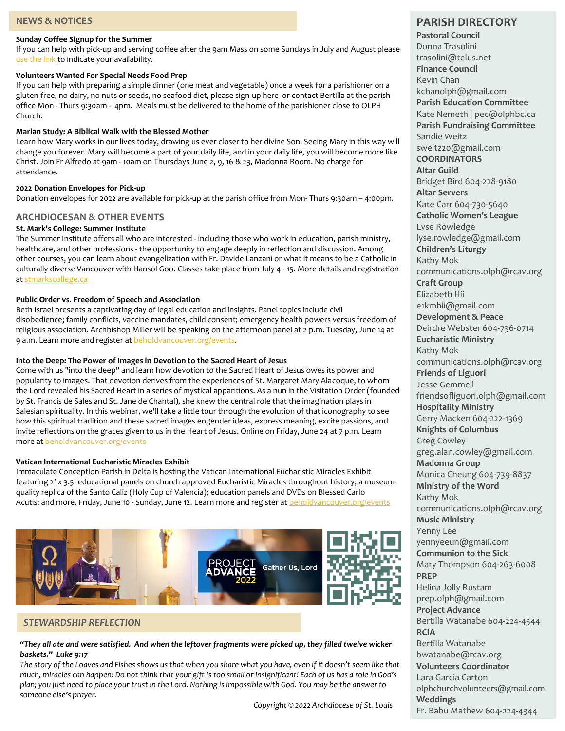## NEWS & NOTICES

**Sunday Coffee Signup for the Summer**
If you can help with pick-up and serving coffee after the 9am Mass on some Sundays in July and August please use the link to indicate your availability.

**Volunteers Wanted For Special Needs Food Prep**
If you can help with preparing a simple dinner (one meat and vegetable) once a week for a parishioner on a gluten-free, no dairy, no nuts or seeds, no seafood diet, please sign-up here or contact Bertilla at the parish office Mon - Thurs 9:30am - 4pm. Meals must be delivered to the home of the parishioner close to OLPH Church.

**Marian Study: A Biblical Walk with the Blessed Mother**
Learn how Mary works in our lives today, drawing us ever closer to her divine Son. Seeing Mary in this way will change you forever. Mary will become a part of your daily life, and in your daily life, you will become more like Christ. Join Fr Alfredo at 9am - 10am on Thursdays June 2, 9, 16 & 23, Madonna Room. No charge for attendance.

**2022 Donation Envelopes for Pick-up**
Donation envelopes for 2022 are available for pick-up at the parish office from Mon- Thurs 9:30am – 4:00pm.

## ARCHDIOCESAN & OTHER EVENTS

**St. Mark's College: Summer Institute**
The Summer Institute offers all who are interested - including those who work in education, parish ministry, healthcare, and other professions - the opportunity to engage deeply in reflection and discussion. Among other courses, you can learn about evangelization with Fr. Davide Lanzani or what it means to be a Catholic in culturally diverse Vancouver with Hansol Goo. Classes take place from July 4 - 15. More details and registration at stmarkscollege.ca

**Public Order vs. Freedom of Speech and Association**
Beth Israel presents a captivating day of legal education and insights. Panel topics include civil disobedience; family conflicts, vaccine mandates, child consent; emergency health powers versus freedom of religious association. Archbishop Miller will be speaking on the afternoon panel at 2 p.m. Tuesday, June 14 at 9 a.m. Learn more and register at beholdvancouver.org/events.

**Into the Deep: The Power of Images in Devotion to the Sacred Heart of Jesus**
Come with us "into the deep" and learn how devotion to the Sacred Heart of Jesus owes its power and popularity to images. That devotion derives from the experiences of St. Margaret Mary Alacoque, to whom the Lord revealed his Sacred Heart in a series of mystical apparitions. As a nun in the Visitation Order (founded by St. Francis de Sales and St. Jane de Chantal), she knew the central role that the imagination plays in Salesian spirituality. In this webinar, we'll take a little tour through the evolution of that iconography to see how this spiritual tradition and these sacred images engender ideas, express meaning, excite passions, and invite reflections on the graces given to us in the Heart of Jesus. Online on Friday, June 24 at 7 p.m. Learn more at beholdvancouver.org/events

**Vatican International Eucharistic Miracles Exhibit**
Immaculate Conception Parish in Delta is hosting the Vatican International Eucharistic Miracles Exhibit featuring 2' x 3.5' educational panels on church approved Eucharistic Miracles throughout history; a museum-quality replica of the Santo Caliz (Holy Cup of Valencia); education panels and DVDs on Blessed Carlo Acutis; and more. Friday, June 10 - Sunday, June 12. Learn more and register at beholdvancouver.org/events

PROJECT ADVANCE 2022 — Gather Us, Lord

## STEWARDSHIP REFLECTION

***"They all ate and were satisfied. And when the leftover fragments were picked up, they filled twelve wicker baskets." Luke 9:17***

*The story of the Loaves and Fishes shows us that when you share what you have, even if it doesn't seem like that much, miracles can happen! Do not think that your gift is too small or insignificant! Each of us has a role in God's plan; you just need to place your trust in the Lord. Nothing is impossible with God. You may be the answer to someone else's prayer.*

*Copyright © 2022 Archdiocese of St. Louis*

## PARISH DIRECTORY

**Pastoral Council**
Donna Trasolini
trasolini@telus.net

**Finance Council**
Kevin Chan
kchanolph@gmail.com

**Parish Education Committee**
Kate Nemeth | pec@olphbc.ca

**Parish Fundraising Committee**
Sandie Weitz
sweitz20@gmail.com

**COORDINATORS**

**Altar Guild**
Bridget Bird 604-228-9180

**Altar Servers**
Kate Carr 604-730-5640

**Catholic Women's League**
Lyse Rowledge
lyse.rowledge@gmail.com

**Children's Liturgy**
Kathy Mok
communications.olph@rcav.org

**Craft Group**
Elizabeth Hii
e1kmhii@gmail.com

**Development & Peace**
Deirdre Webster 604-736-0714

**Eucharistic Ministry**
Kathy Mok
communications.olph@rcav.org

**Friends of Liguori**
Jesse Gemmell
friendsofliguori.olph@gmail.com

**Hospitality Ministry**
Gerry Macken 604-222-1369

**Knights of Columbus**
Greg Cowley
greg.alan.cowley@gmail.com

**Madonna Group**
Monica Cheung 604-739-8837

**Ministry of the Word**
Kathy Mok
communications.olph@rcav.org

**Music Ministry**
Yenny Lee
yennyeeun@gmail.com

**Communion to the Sick**
Mary Thompson 604-263-6008

**PREP**
Helina Jolly Rustam
prep.olph@gmail.com

**Project Advance**
Bertilla Watanabe 604-224-4344

**RCIA**
Bertilla Watanabe
bwatanabe@rcav.org

**Volunteers Coordinator**
Lara Garcia Carton
olphchurchvolunteers@gmail.com

**Weddings**
Fr. Babu Mathew 604-224-4344